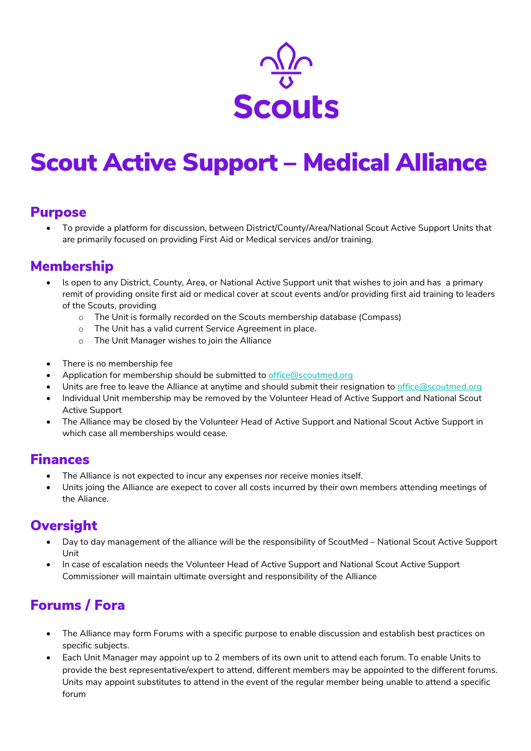Scouts

# Scout Active Support – Medical Alliance

## Purpose

- To provide a platform for discussion, between District/County/Area/National Scout Active Support Units that are primarily focused on providing First Aid or Medical services and/or training.

## Membership

- Is open to any District, County, Area, or National Active Support unit that wishes to join and has a primary remit of providing onsite first aid or medical cover at scout events and/or providing first aid training to leaders of the Scouts, providing
  - The Unit is formally recorded on the Scouts membership database (Compass)
  - The Unit has a valid current Service Agreement in place.
  - The Unit Manager wishes to join the Alliance

- There is no membership fee
- Application for membership should be submitted to office@scoutmed.org
- Units are free to leave the Alliance at anytime and should submit their resignation to office@scoutmed.org
- Individual Unit membership may be removed by the Volunteer Head of Active Support and National Scout Active Support
- The Alliance may be closed by the Volunteer Head of Active Support and National Scout Active Support in which case all memberships would cease.

## Finances

- The Alliance is not expected to incur any expenses nor receive monies itself.
- Units joing the Alliance are exepect to cover all costs incurred by their own members attending meetings of the Aliance.

## Oversight

- Day to day management of the alliance will be the responsibility of ScoutMed – National Scout Active Support Unit
- In case of escalation needs the Volunteer Head of Active Support and National Scout Active Support Commissioner will maintain ultimate oversight and responsibility of the Alliance

## Forums / Fora

- The Alliance may form Forums with a specific purpose to enable discussion and establish best practices on specific subjects.
- Each Unit Manager may appoint up to 2 members of its own unit to attend each forum. To enable Units to provide the best representative/expert to attend, different members may be appointed to the different forums. Units may appoint substitutes to attend in the event of the regular member being unable to attend a specific forum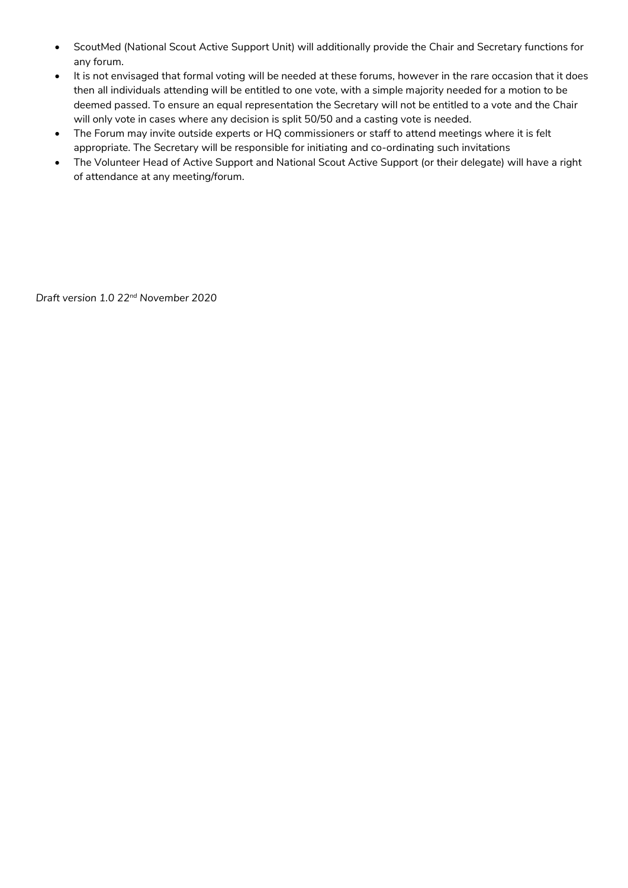- ScoutMed (National Scout Active Support Unit) will additionally provide the Chair and Secretary functions for any forum.
- It is not envisaged that formal voting will be needed at these forums, however in the rare occasion that it does then all individuals attending will be entitled to one vote, with a simple majority needed for a motion to be deemed passed. To ensure an equal representation the Secretary will not be entitled to a vote and the Chair will only vote in cases where any decision is split 50/50 and a casting vote is needed.
- The Forum may invite outside experts or HQ commissioners or staff to attend meetings where it is felt appropriate. The Secretary will be responsible for initiating and co-ordinating such invitations
- The Volunteer Head of Active Support and National Scout Active Support (or their delegate) will have a right of attendance at any meeting/forum.

*Draft version 1.0 22nd November 2020*